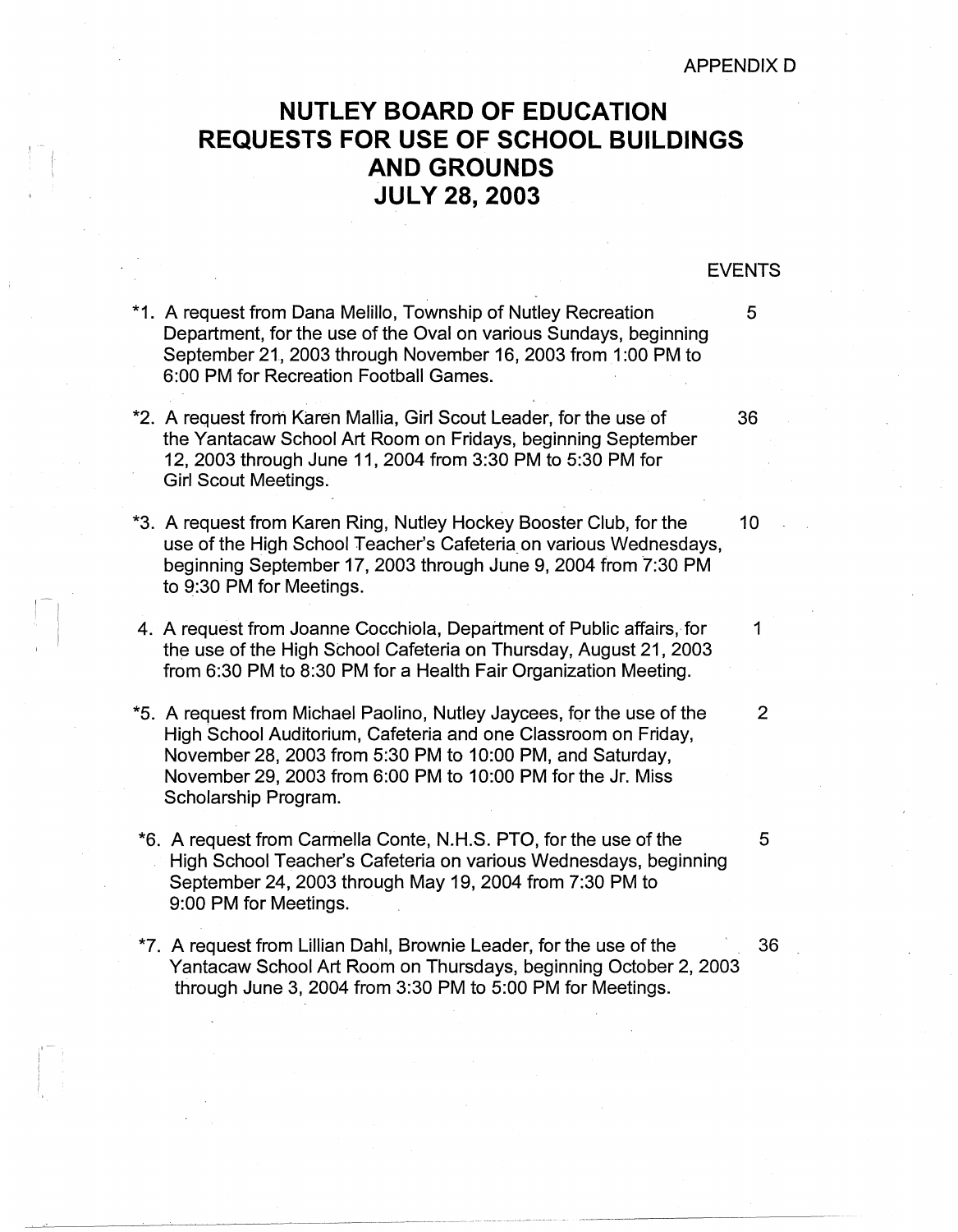APPENDIX D

# NUTLEY BOARD OF EDUCATION
# REQUESTS FOR USE OF SCHOOL BUILDINGS AND GROUNDS
# JULY 28, 2003

| | EVENTS |
|---|---|
| *1. A request from Dana Melillo, Township of Nutley Recreation Department, for the use of the Oval on various Sundays, beginning September 21, 2003 through November 16, 2003 from 1:00 PM to 6:00 PM for Recreation Football Games. | 5 |
| *2. A request from Karen Mallia, Girl Scout Leader, for the use of the Yantacaw School Art Room on Fridays, beginning September 12, 2003 through June 11, 2004 from 3:30 PM to 5:30 PM for Girl Scout Meetings. | 36 |
| *3. A request from Karen Ring, Nutley Hockey Booster Club, for the use of the High School Teacher's Cafeteria on various Wednesdays, beginning September 17, 2003 through June 9, 2004 from 7:30 PM to 9:30 PM for Meetings. | 10 |
| 4. A request from Joanne Cocchiola, Department of Public affairs, for the use of the High School Cafeteria on Thursday, August 21, 2003 from 6:30 PM to 8:30 PM for a Health Fair Organization Meeting. | 1 |
| *5. A request from Michael Paolino, Nutley Jaycees, for the use of the High School Auditorium, Cafeteria and one Classroom on Friday, November 28, 2003 from 5:30 PM to 10:00 PM, and Saturday, November 29, 2003 from 6:00 PM to 10:00 PM for the Jr. Miss Scholarship Program. | 2 |
| *6. A request from Carmella Conte, N.H.S. PTO, for the use of the High School Teacher's Cafeteria on various Wednesdays, beginning September 24, 2003 through May 19, 2004 from 7:30 PM to 9:00 PM for Meetings. | 5 |
| *7. A request from Lillian Dahl, Brownie Leader, for the use of the Yantacaw School Art Room on Thursdays, beginning October 2, 2003 through June 3, 2004 from 3:30 PM to 5:00 PM for Meetings. | 36 |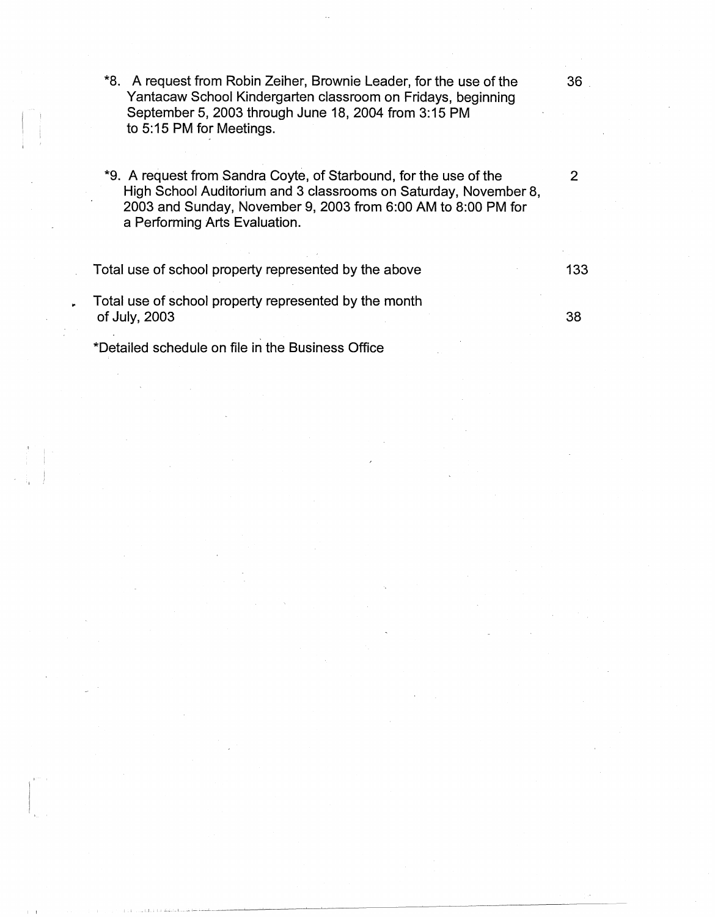*8. A request from Robin Zeiher, Brownie Leader, for the use of the Yantacaw School Kindergarten classroom on Fridays, beginning September 5, 2003 through June 18, 2004 from 3:15 PM to 5:15 PM for Meetings. — 36

*9. A request from Sandra Coyte, of Starbound, for the use of the High School Auditorium and 3 classrooms on Saturday, November 8, 2003 and Sunday, November 9, 2003 from 6:00 AM to 8:00 PM for a Performing Arts Evaluation. — 2

Total use of school property represented by the above — 133

Total use of school property represented by the month of July, 2003 — 38

*Detailed schedule on file in the Business Office